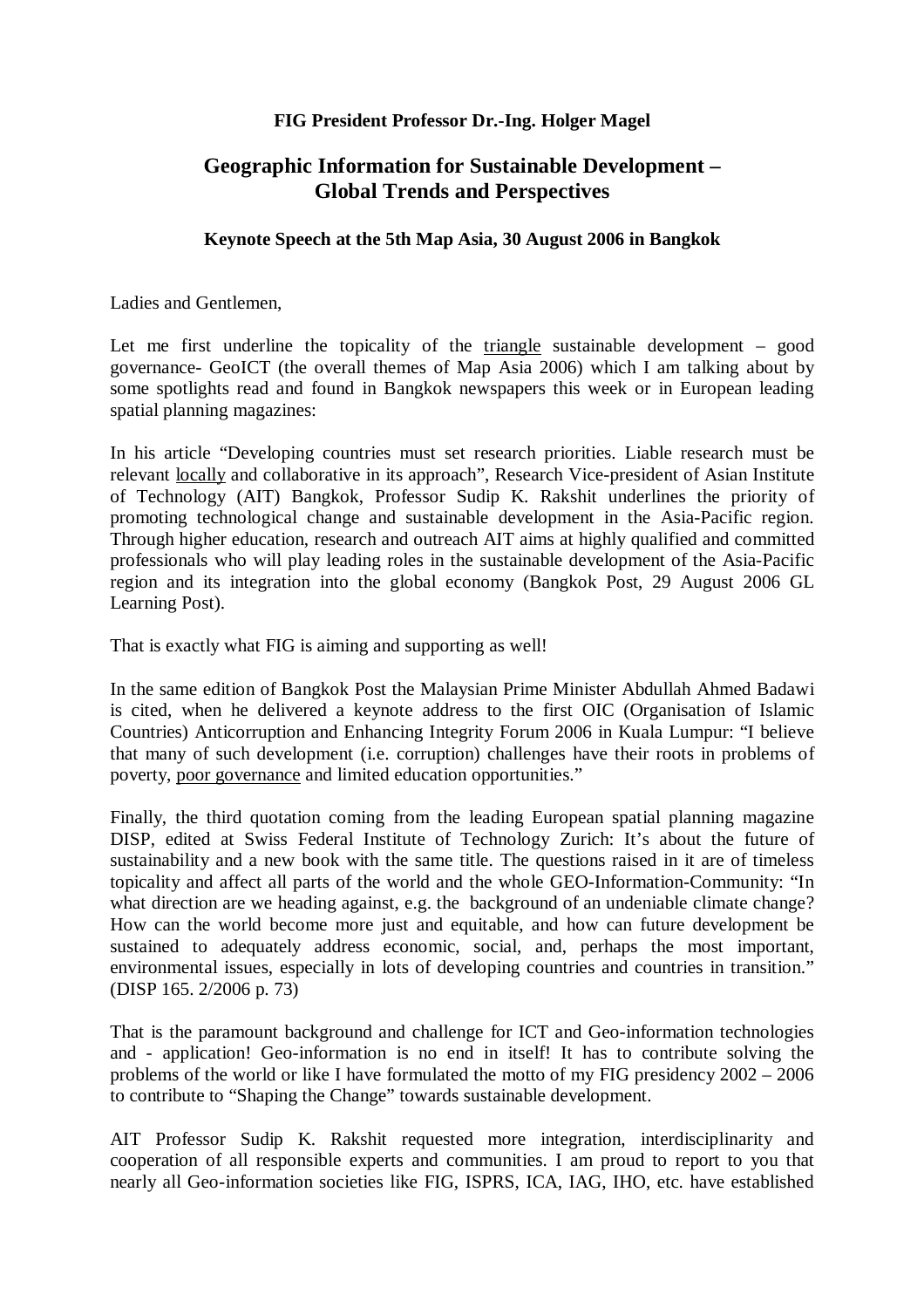**FIG President Professor Dr.-Ing. Holger Magel**

# Geographic Information for Sustainable Development – Global Trends and Perspectives

**Keynote Speech at the 5th Map Asia, 30 August 2006 in Bangkok**

Ladies and Gentlemen,

Let me first underline the topicality of the <u>triangle</u> sustainable development – good governance- GeoICT (the overall themes of Map Asia 2006) which I am talking about by some spotlights read and found in Bangkok newspapers this week or in European leading spatial planning magazines:

In his article "Developing countries must set research priorities. Liable research must be relevant <u>locally</u> and collaborative in its approach", Research Vice-president of Asian Institute of Technology (AIT) Bangkok, Professor Sudip K. Rakshit underlines the priority of promoting technological change and sustainable development in the Asia-Pacific region. Through higher education, research and outreach AIT aims at highly qualified and committed professionals who will play leading roles in the sustainable development of the Asia-Pacific region and its integration into the global economy (Bangkok Post, 29 August 2006 GL Learning Post).

That is exactly what FIG is aiming and supporting as well!

In the same edition of Bangkok Post the Malaysian Prime Minister Abdullah Ahmed Badawi is cited, when he delivered a keynote address to the first OIC (Organisation of Islamic Countries) Anticorruption and Enhancing Integrity Forum 2006 in Kuala Lumpur: "I believe that many of such development (i.e. corruption) challenges have their roots in problems of poverty, <u>poor governance</u> and limited education opportunities."

Finally, the third quotation coming from the leading European spatial planning magazine DISP, edited at Swiss Federal Institute of Technology Zurich: It's about the future of sustainability and a new book with the same title. The questions raised in it are of timeless topicality and affect all parts of the world and the whole GEO-Information-Community: "In what direction are we heading against, e.g. the background of an undeniable climate change? How can the world become more just and equitable, and how can future development be sustained to adequately address economic, social, and, perhaps the most important, environmental issues, especially in lots of developing countries and countries in transition." (DISP 165. 2/2006 p. 73)

That is the paramount background and challenge for ICT and Geo-information technologies and - application! Geo-information is no end in itself! It has to contribute solving the problems of the world or like I have formulated the motto of my FIG presidency 2002 – 2006 to contribute to "Shaping the Change" towards sustainable development.

AIT Professor Sudip K. Rakshit requested more integration, interdisciplinarity and cooperation of all responsible experts and communities. I am proud to report to you that nearly all Geo-information societies like FIG, ISPRS, ICA, IAG, IHO, etc. have established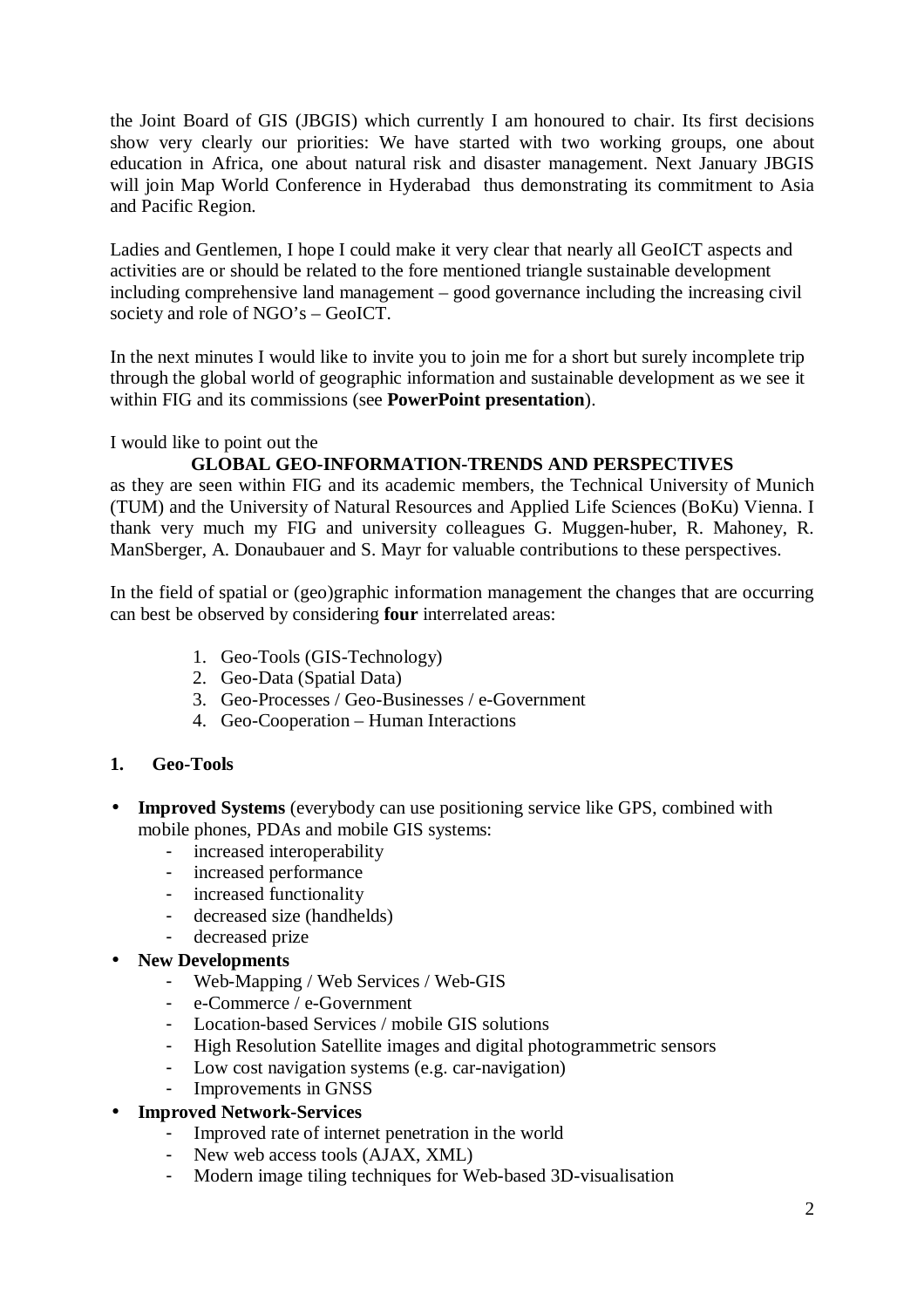the Joint Board of GIS (JBGIS) which currently I am honoured to chair. Its first decisions show very clearly our priorities: We have started with two working groups, one about education in Africa, one about natural risk and disaster management. Next January JBGIS will join Map World Conference in Hyderabad thus demonstrating its commitment to Asia and Pacific Region.

Ladies and Gentlemen, I hope I could make it very clear that nearly all GeoICT aspects and activities are or should be related to the fore mentioned triangle sustainable development including comprehensive land management – good governance including the increasing civil society and role of NGO's – GeoICT.

In the next minutes I would like to invite you to join me for a short but surely incomplete trip through the global world of geographic information and sustainable development as we see it within FIG and its commissions (see **PowerPoint presentation**).

I would like to point out the

**GLOBAL GEO-INFORMATION-TRENDS AND PERSPECTIVES**

as they are seen within FIG and its academic members, the Technical University of Munich (TUM) and the University of Natural Resources and Applied Life Sciences (BoKu) Vienna. I thank very much my FIG and university colleagues G. Muggen-huber, R. Mahoney, R. ManSberger, A. Donaubauer and S. Mayr for valuable contributions to these perspectives.

In the field of spatial or (geo)graphic information management the changes that are occurring can best be observed by considering **four** interrelated areas:

1. Geo-Tools (GIS-Technology)
2. Geo-Data (Spatial Data)
3. Geo-Processes / Geo-Businesses / e-Government
4. Geo-Cooperation – Human Interactions

## 1. Geo-Tools

- **Improved Systems** (everybody can use positioning service like GPS, combined with mobile phones, PDAs and mobile GIS systems:
  - increased interoperability
  - increased performance
  - increased functionality
  - decreased size (handhelds)
  - decreased prize
- **New Developments**
  - Web-Mapping / Web Services / Web-GIS
  - e-Commerce / e-Government
  - Location-based Services / mobile GIS solutions
  - High Resolution Satellite images and digital photogrammetric sensors
  - Low cost navigation systems (e.g. car-navigation)
  - Improvements in GNSS
- **Improved Network-Services**
  - Improved rate of internet penetration in the world
  - New web access tools (AJAX, XML)
  - Modern image tiling techniques for Web-based 3D-visualisation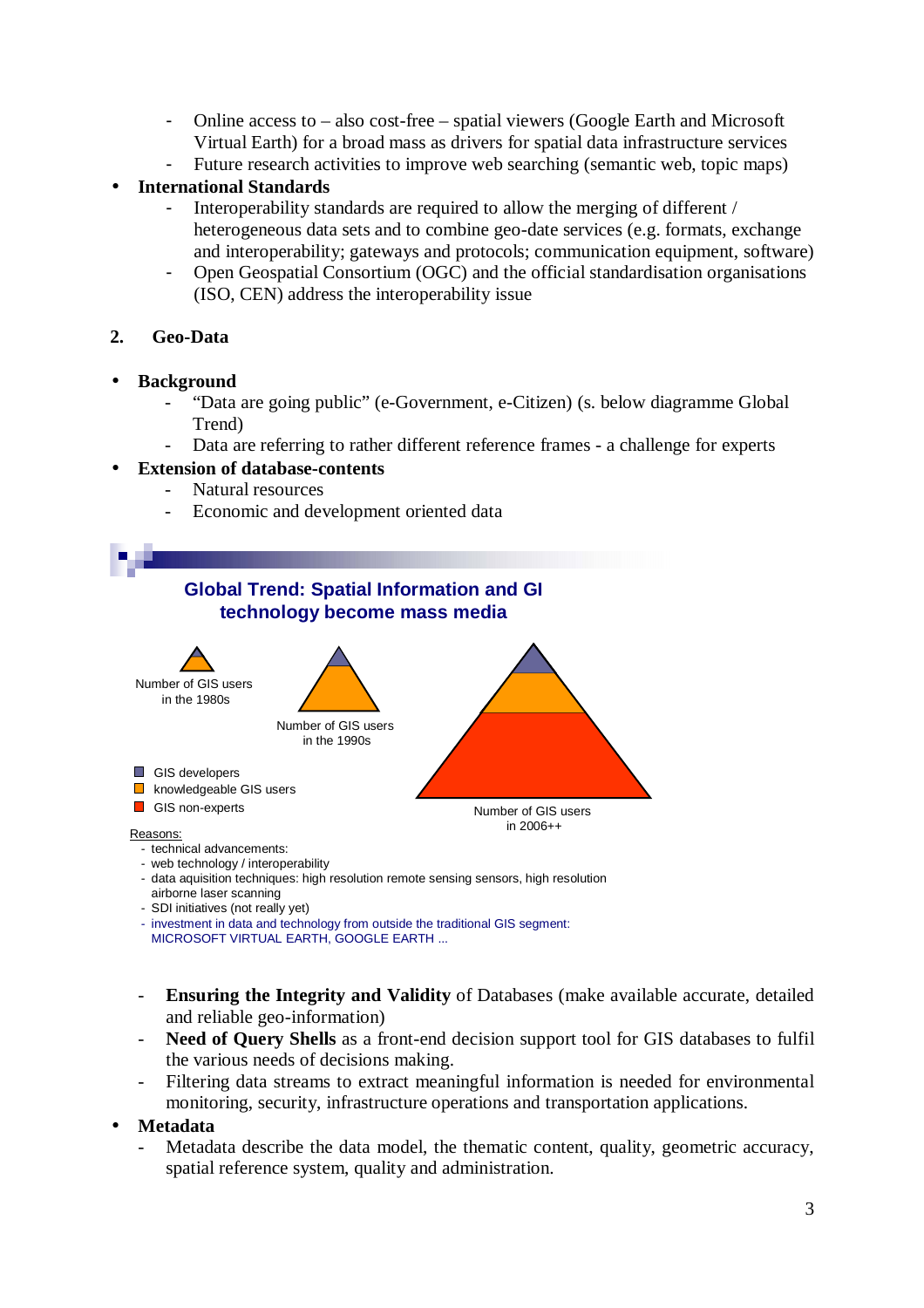- Online access to – also cost-free – spatial viewers (Google Earth and Microsoft Virtual Earth) for a broad mass as drivers for spatial data infrastructure services
- Future research activities to improve web searching (semantic web, topic maps)

- **International Standards**
  - Interoperability standards are required to allow the merging of different / heterogeneous data sets and to combine geo-date services (e.g. formats, exchange and interoperability; gateways and protocols; communication equipment, software)
  - Open Geospatial Consortium (OGC) and the official standardisation organisations (ISO, CEN) address the interoperability issue

## 2. Geo-Data

- **Background**
  - "Data are going public" (e-Government, e-Citizen) (s. below diagramme Global Trend)
  - Data are referring to rather different reference frames - a challenge for experts
- **Extension of database-contents**
  - Natural resources
  - Economic and development oriented data

**Global Trend: Spatial Information and GI technology become mass media**

Number of GIS users in the 1980s

Number of GIS users in the 1990s

Number of GIS users in 2006++

- GIS developers
- knowledgeable GIS users
- GIS non-experts

Reasons:
- technical advancements:
- web technology / interoperability
- data aquisition techniques: high resolution remote sensing sensors, high resolution airborne laser scanning
- SDI initiatives (not really yet)
- investment in data and technology from outside the traditional GIS segment: MICROSOFT VIRTUAL EARTH, GOOGLE EARTH ...

- **Ensuring the Integrity and Validity** of Databases (make available accurate, detailed and reliable geo-information)
- **Need of Query Shells** as a front-end decision support tool for GIS databases to fulfil the various needs of decisions making.
- Filtering data streams to extract meaningful information is needed for environmental monitoring, security, infrastructure operations and transportation applications.

- **Metadata**
  - Metadata describe the data model, the thematic content, quality, geometric accuracy, spatial reference system, quality and administration.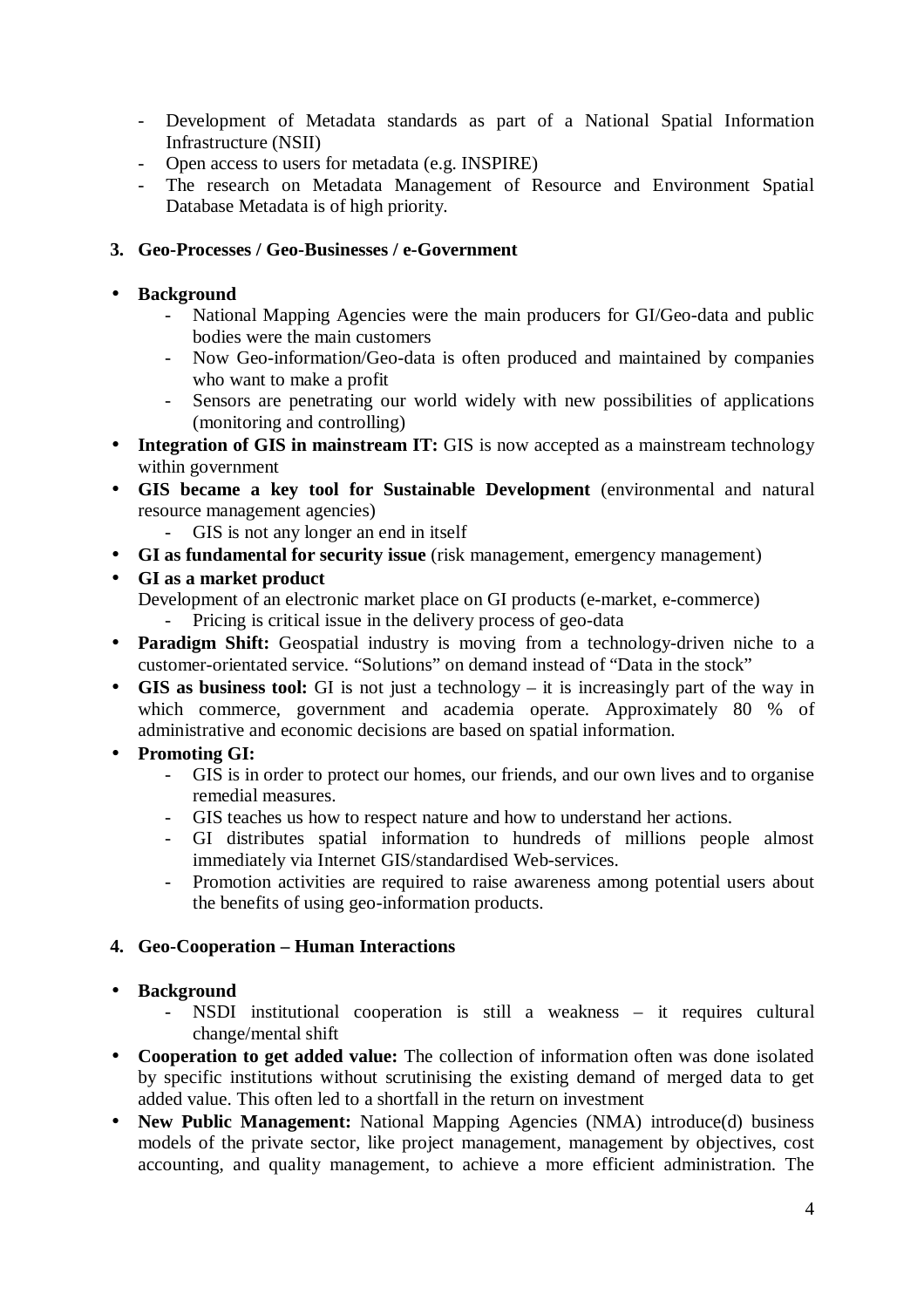- Development of Metadata standards as part of a National Spatial Information Infrastructure (NSII)
- Open access to users for metadata (e.g. INSPIRE)
- The research on Metadata Management of Resource and Environment Spatial Database Metadata is of high priority.

### 3. Geo-Processes / Geo-Businesses / e-Government

- **Background**
  - National Mapping Agencies were the main producers for GI/Geo-data and public bodies were the main customers
  - Now Geo-information/Geo-data is often produced and maintained by companies who want to make a profit
  - Sensors are penetrating our world widely with new possibilities of applications (monitoring and controlling)
- **Integration of GIS in mainstream IT:** GIS is now accepted as a mainstream technology within government
- **GIS became a key tool for Sustainable Development** (environmental and natural resource management agencies)
  - GIS is not any longer an end in itself
- **GI as fundamental for security issue** (risk management, emergency management)
- **GI as a market product**
  Development of an electronic market place on GI products (e-market, e-commerce)
  - Pricing is critical issue in the delivery process of geo-data
- **Paradigm Shift:** Geospatial industry is moving from a technology-driven niche to a customer-orientated service. "Solutions" on demand instead of "Data in the stock"
- **GIS as business tool:** GI is not just a technology – it is increasingly part of the way in which commerce, government and academia operate. Approximately 80 % of administrative and economic decisions are based on spatial information.
- **Promoting GI:**
  - GIS is in order to protect our homes, our friends, and our own lives and to organise remedial measures.
  - GIS teaches us how to respect nature and how to understand her actions.
  - GI distributes spatial information to hundreds of millions people almost immediately via Internet GIS/standardised Web-services.
  - Promotion activities are required to raise awareness among potential users about the benefits of using geo-information products.

### 4. Geo-Cooperation – Human Interactions

- **Background**
  - NSDI institutional cooperation is still a weakness – it requires cultural change/mental shift
- **Cooperation to get added value:** The collection of information often was done isolated by specific institutions without scrutinising the existing demand of merged data to get added value. This often led to a shortfall in the return on investment
- **New Public Management:** National Mapping Agencies (NMA) introduce(d) business models of the private sector, like project management, management by objectives, cost accounting, and quality management, to achieve a more efficient administration. The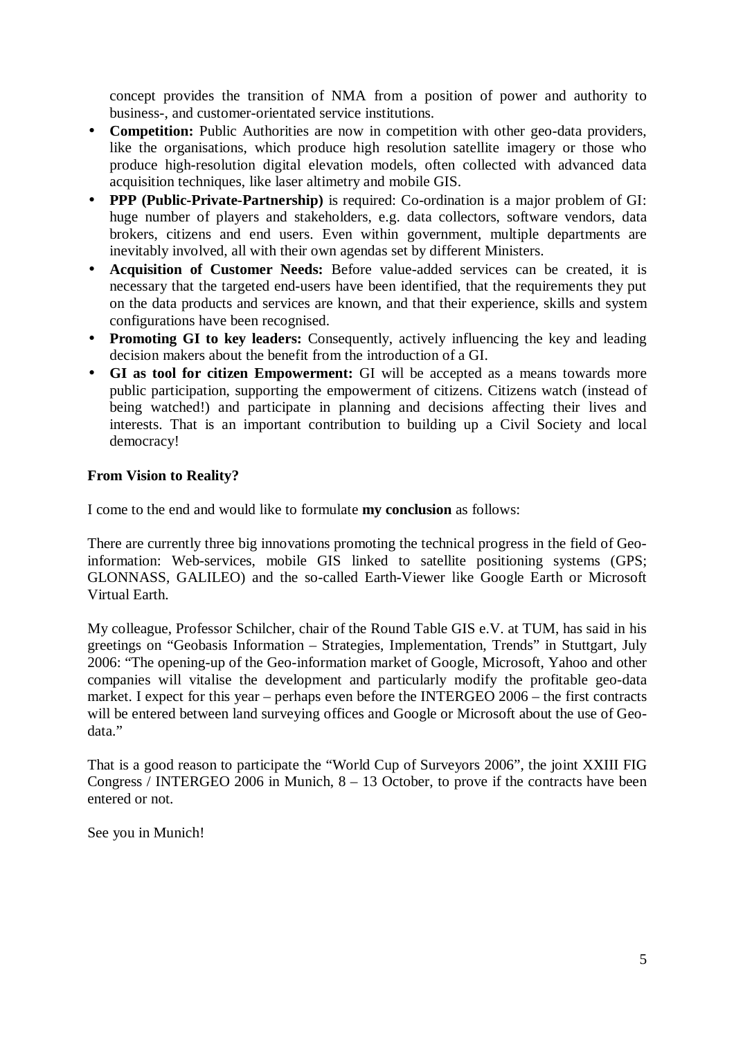concept provides the transition of NMA from a position of power and authority to business-, and customer-orientated service institutions.

- **Competition:** Public Authorities are now in competition with other geo-data providers, like the organisations, which produce high resolution satellite imagery or those who produce high-resolution digital elevation models, often collected with advanced data acquisition techniques, like laser altimetry and mobile GIS.
- **PPP (Public-Private-Partnership)** is required: Co-ordination is a major problem of GI: huge number of players and stakeholders, e.g. data collectors, software vendors, data brokers, citizens and end users. Even within government, multiple departments are inevitably involved, all with their own agendas set by different Ministers.
- **Acquisition of Customer Needs:** Before value-added services can be created, it is necessary that the targeted end-users have been identified, that the requirements they put on the data products and services are known, and that their experience, skills and system configurations have been recognised.
- **Promoting GI to key leaders:** Consequently, actively influencing the key and leading decision makers about the benefit from the introduction of a GI.
- **GI as tool for citizen Empowerment:** GI will be accepted as a means towards more public participation, supporting the empowerment of citizens. Citizens watch (instead of being watched!) and participate in planning and decisions affecting their lives and interests. That is an important contribution to building up a Civil Society and local democracy!

**From Vision to Reality?**

I come to the end and would like to formulate **my conclusion** as follows:

There are currently three big innovations promoting the technical progress in the field of Geo-information: Web-services, mobile GIS linked to satellite positioning systems (GPS; GLONNASS, GALILEO) and the so-called Earth-Viewer like Google Earth or Microsoft Virtual Earth.

My colleague, Professor Schilcher, chair of the Round Table GIS e.V. at TUM, has said in his greetings on "Geobasis Information – Strategies, Implementation, Trends" in Stuttgart, July 2006: "The opening-up of the Geo-information market of Google, Microsoft, Yahoo and other companies will vitalise the development and particularly modify the profitable geo-data market. I expect for this year – perhaps even before the INTERGEO 2006 – the first contracts will be entered between land surveying offices and Google or Microsoft about the use of Geo-data."

That is a good reason to participate the "World Cup of Surveyors 2006", the joint XXIII FIG Congress / INTERGEO 2006 in Munich, 8 – 13 October, to prove if the contracts have been entered or not.

See you in Munich!